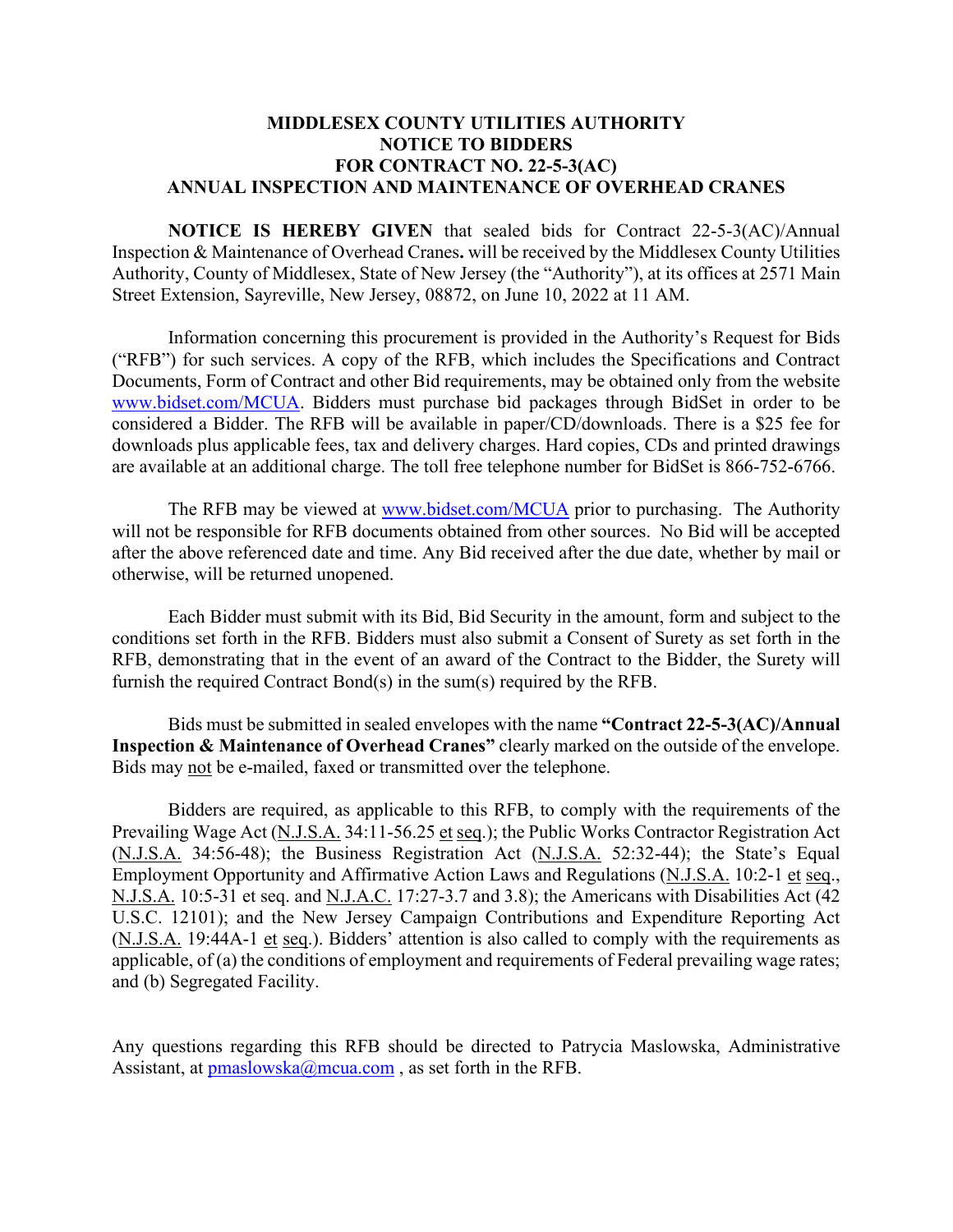# MIDDLESEX COUNTY UTILITIES AUTHORITY
## NOTICE TO BIDDERS
## FOR CONTRACT NO. 22-5-3(AC)
## ANNUAL INSPECTION AND MAINTENANCE OF OVERHEAD CRANES

**NOTICE IS HEREBY GIVEN** that sealed bids for Contract 22-5-3(AC)/Annual Inspection & Maintenance of Overhead Cranes**.** will be received by the Middlesex County Utilities Authority, County of Middlesex, State of New Jersey (the "Authority"), at its offices at 2571 Main Street Extension, Sayreville, New Jersey, 08872, on June 10, 2022 at 11 AM.

Information concerning this procurement is provided in the Authority's Request for Bids ("RFB") for such services. A copy of the RFB, which includes the Specifications and Contract Documents, Form of Contract and other Bid requirements, may be obtained only from the website www.bidset.com/MCUA. Bidders must purchase bid packages through BidSet in order to be considered a Bidder. The RFB will be available in paper/CD/downloads. There is a $25 fee for downloads plus applicable fees, tax and delivery charges. Hard copies, CDs and printed drawings are available at an additional charge. The toll free telephone number for BidSet is 866-752-6766.

The RFB may be viewed at www.bidset.com/MCUA prior to purchasing. The Authority will not be responsible for RFB documents obtained from other sources. No Bid will be accepted after the above referenced date and time. Any Bid received after the due date, whether by mail or otherwise, will be returned unopened.

Each Bidder must submit with its Bid, Bid Security in the amount, form and subject to the conditions set forth in the RFB. Bidders must also submit a Consent of Surety as set forth in the RFB, demonstrating that in the event of an award of the Contract to the Bidder, the Surety will furnish the required Contract Bond(s) in the sum(s) required by the RFB.

Bids must be submitted in sealed envelopes with the name **"Contract 22-5-3(AC)/Annual Inspection & Maintenance of Overhead Cranes"** clearly marked on the outside of the envelope. Bids may not be e-mailed, faxed or transmitted over the telephone.

Bidders are required, as applicable to this RFB, to comply with the requirements of the Prevailing Wage Act (N.J.S.A. 34:11-56.25 et seq.); the Public Works Contractor Registration Act (N.J.S.A. 34:56-48); the Business Registration Act (N.J.S.A. 52:32-44); the State's Equal Employment Opportunity and Affirmative Action Laws and Regulations (N.J.S.A. 10:2-1 et seq., N.J.S.A. 10:5-31 et seq. and N.J.A.C. 17:27-3.7 and 3.8); the Americans with Disabilities Act (42 U.S.C. 12101); and the New Jersey Campaign Contributions and Expenditure Reporting Act (N.J.S.A. 19:44A-1 et seq.). Bidders' attention is also called to comply with the requirements as applicable, of (a) the conditions of employment and requirements of Federal prevailing wage rates; and (b) Segregated Facility.

Any questions regarding this RFB should be directed to Patrycia Maslowska, Administrative Assistant, at pmaslowska@mcua.com , as set forth in the RFB.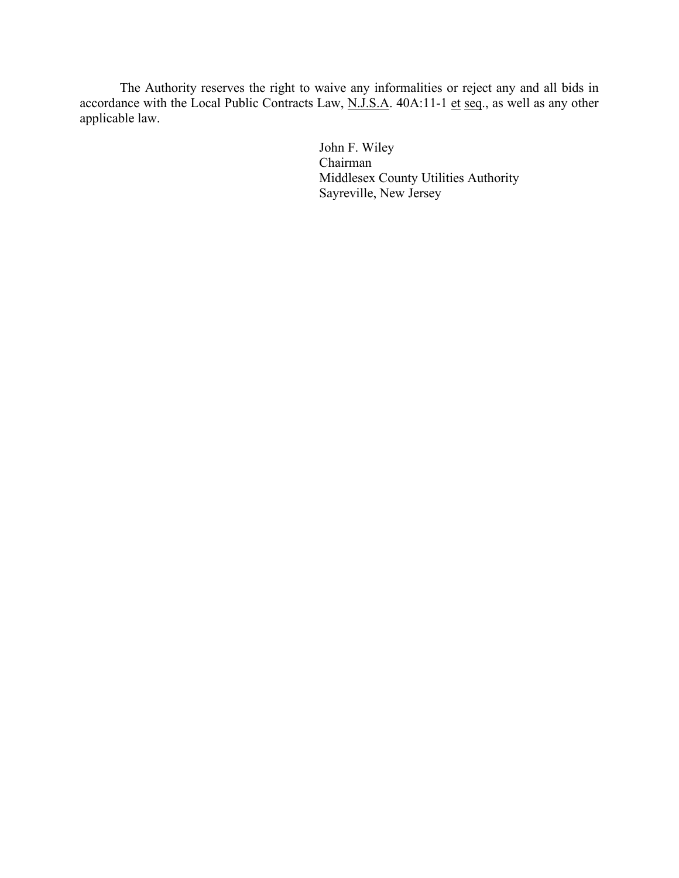The Authority reserves the right to waive any informalities or reject any and all bids in accordance with the Local Public Contracts Law, N.J.S.A. 40A:11-1 et seq., as well as any other applicable law.

John F. Wiley
Chairman
Middlesex County Utilities Authority
Sayreville, New Jersey